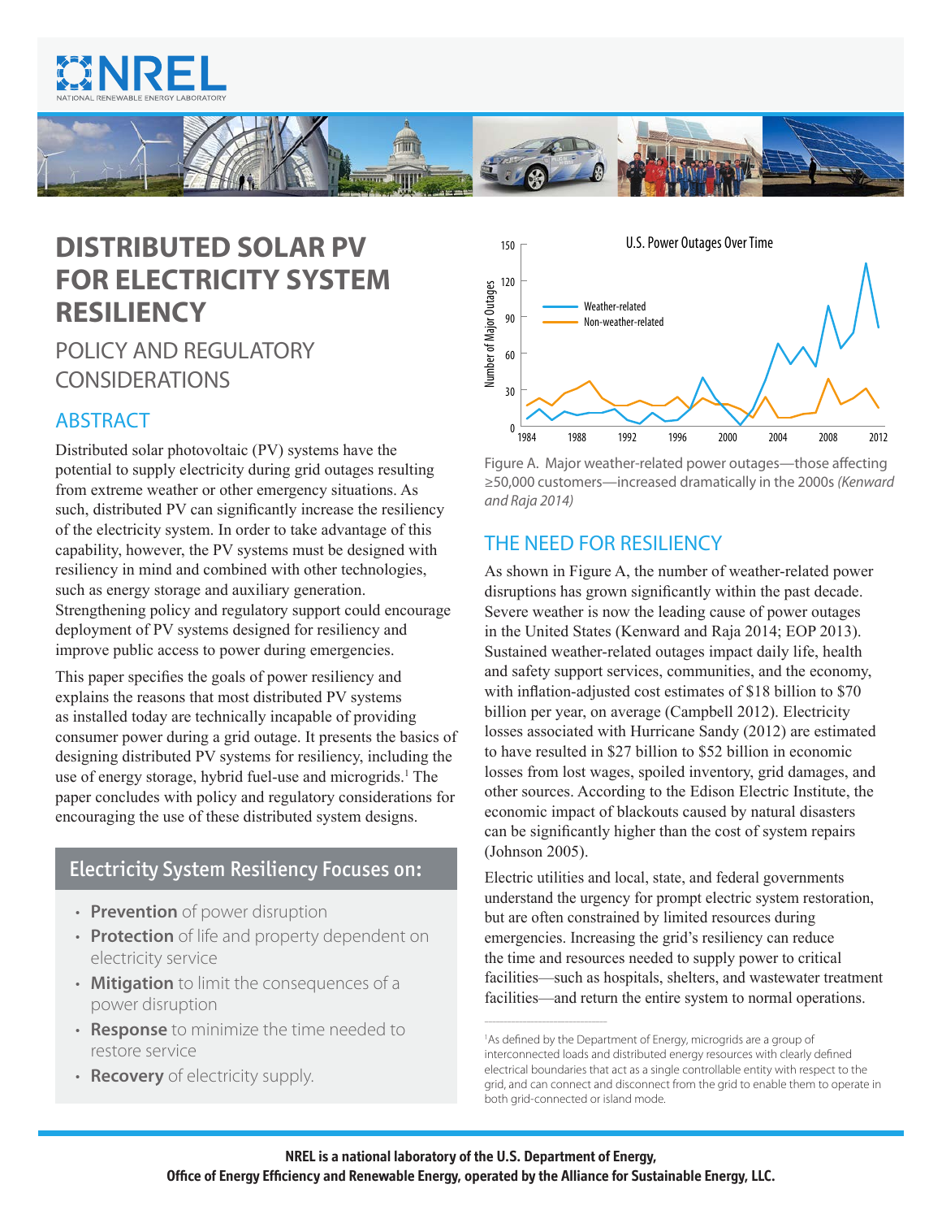# DISTRIBUTED SOLAR PV FOR ELECTRICITY SYSTEM RESILIENCY

## POLICY AND REGULATORY CONSIDERATIONS

## ABSTRACT

Distributed solar photovoltaic (PV) systems have the potential to supply electricity during grid outages resulting from extreme weather or other emergency situations. As such, distributed PV can significantly increase the resiliency of the electricity system. In order to take advantage of this capability, however, the PV systems must be designed with resiliency in mind and combined with other technologies, such as energy storage and auxiliary generation. Strengthening policy and regulatory support could encourage deployment of PV systems designed for resiliency and improve public access to power during emergencies.

This paper specifies the goals of power resiliency and explains the reasons that most distributed PV systems as installed today are technically incapable of providing consumer power during a grid outage. It presents the basics of designing distributed PV systems for resiliency, including the use of energy storage, hybrid fuel-use and microgrids.[1] The paper concludes with policy and regulatory considerations for encouraging the use of these distributed system designs.

### Electricity System Resiliency Focuses on:

- **Prevention** of power disruption
- **Protection** of life and property dependent on electricity service
- **Mitigation** to limit the consequences of a power disruption
- **Response** to minimize the time needed to restore service
- **Recovery** of electricity supply.

Figure A. Major weather-related power outages—those affecting ≥50,000 customers—increased dramatically in the 2000s *(Kenward and Raja 2014)*

## THE NEED FOR RESILIENCY

As shown in Figure A, the number of weather-related power disruptions has grown significantly within the past decade. Severe weather is now the leading cause of power outages in the United States (Kenward and Raja 2014; EOP 2013). Sustained weather-related outages impact daily life, health and safety support services, communities, and the economy, with inflation-adjusted cost estimates of $18 billion to $70 billion per year, on average (Campbell 2012). Electricity losses associated with Hurricane Sandy (2012) are estimated to have resulted in $27 billion to $52 billion in economic losses from lost wages, spoiled inventory, grid damages, and other sources. According to the Edison Electric Institute, the economic impact of blackouts caused by natural disasters can be significantly higher than the cost of system repairs (Johnson 2005).

Electric utilities and local, state, and federal governments understand the urgency for prompt electric system restoration, but are often constrained by limited resources during emergencies. Increasing the grid's resiliency can reduce the time and resources needed to supply power to critical facilities—such as hospitals, shelters, and wastewater treatment facilities—and return the entire system to normal operations.

[1] As defined by the Department of Energy, microgrids are a group of interconnected loads and distributed energy resources with clearly defined electrical boundaries that act as a single controllable entity with respect to the grid, and can connect and disconnect from the grid to enable them to operate in both grid-connected or island mode.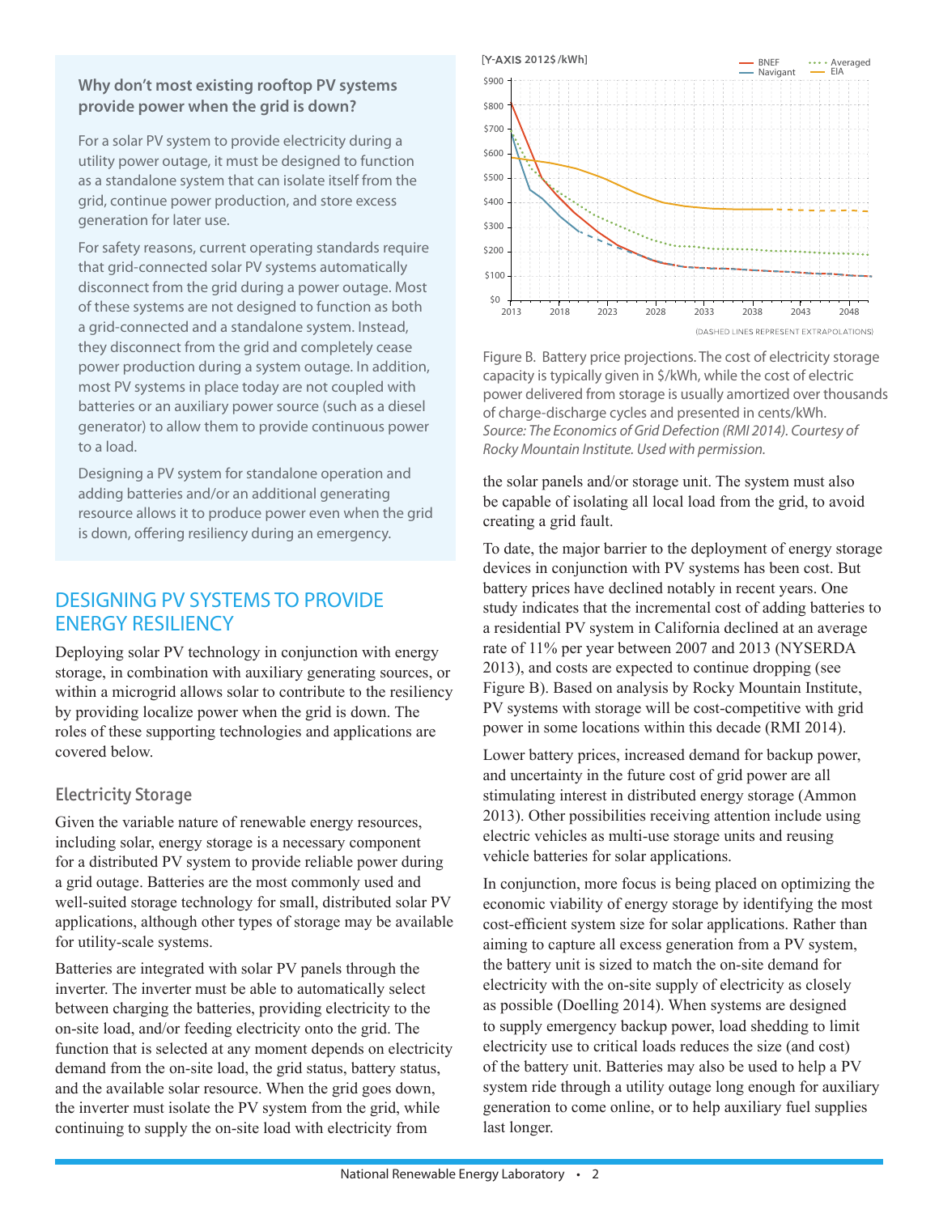### Why don't most existing rooftop PV systems provide power when the grid is down?

For a solar PV system to provide electricity during a utility power outage, it must be designed to function as a standalone system that can isolate itself from the grid, continue power production, and store excess generation for later use.

For safety reasons, current operating standards require that grid-connected solar PV systems automatically disconnect from the grid during a power outage. Most of these systems are not designed to function as both a grid-connected and a standalone system. Instead, they disconnect from the grid and completely cease power production during a system outage. In addition, most PV systems in place today are not coupled with batteries or an auxiliary power source (such as a diesel generator) to allow them to provide continuous power to a load.

Designing a PV system for standalone operation and adding batteries and/or an additional generating resource allows it to produce power even when the grid is down, offering resiliency during an emergency.

## DESIGNING PV SYSTEMS TO PROVIDE ENERGY RESILIENCY

Deploying solar PV technology in conjunction with energy storage, in combination with auxiliary generating sources, or within a microgrid allows solar to contribute to the resiliency by providing localize power when the grid is down. The roles of these supporting technologies and applications are covered below.

### Electricity Storage

Given the variable nature of renewable energy resources, including solar, energy storage is a necessary component for a distributed PV system to provide reliable power during a grid outage. Batteries are the most commonly used and well-suited storage technology for small, distributed solar PV applications, although other types of storage may be available for utility-scale systems.

Batteries are integrated with solar PV panels through the inverter. The inverter must be able to automatically select between charging the batteries, providing electricity to the on-site load, and/or feeding electricity onto the grid. The function that is selected at any moment depends on electricity demand from the on-site load, the grid status, battery status, and the available solar resource. When the grid goes down, the inverter must isolate the PV system from the grid, while continuing to supply the on-site load with electricity from the solar panels and/or storage unit. The system must also be capable of isolating all local load from the grid, to avoid creating a grid fault.

Figure B. Battery price projections. The cost of electricity storage capacity is typically given in $/kWh, while the cost of electric power delivered from storage is usually amortized over thousands of charge-discharge cycles and presented in cents/kWh. *Source: The Economics of Grid Defection (RMI 2014). Courtesy of Rocky Mountain Institute. Used with permission.*

To date, the major barrier to the deployment of energy storage devices in conjunction with PV systems has been cost. But battery prices have declined notably in recent years. One study indicates that the incremental cost of adding batteries to a residential PV system in California declined at an average rate of 11% per year between 2007 and 2013 (NYSERDA 2013), and costs are expected to continue dropping (see Figure B). Based on analysis by Rocky Mountain Institute, PV systems with storage will be cost-competitive with grid power in some locations within this decade (RMI 2014).

Lower battery prices, increased demand for backup power, and uncertainty in the future cost of grid power are all stimulating interest in distributed energy storage (Ammon 2013). Other possibilities receiving attention include using electric vehicles as multi-use storage units and reusing vehicle batteries for solar applications.

In conjunction, more focus is being placed on optimizing the economic viability of energy storage by identifying the most cost-efficient system size for solar applications. Rather than aiming to capture all excess generation from a PV system, the battery unit is sized to match the on-site demand for electricity with the on-site supply of electricity as closely as possible (Doelling 2014). When systems are designed to supply emergency backup power, load shedding to limit electricity use to critical loads reduces the size (and cost) of the battery unit. Batteries may also be used to help a PV system ride through a utility outage long enough for auxiliary generation to come online, or to help auxiliary fuel supplies last longer.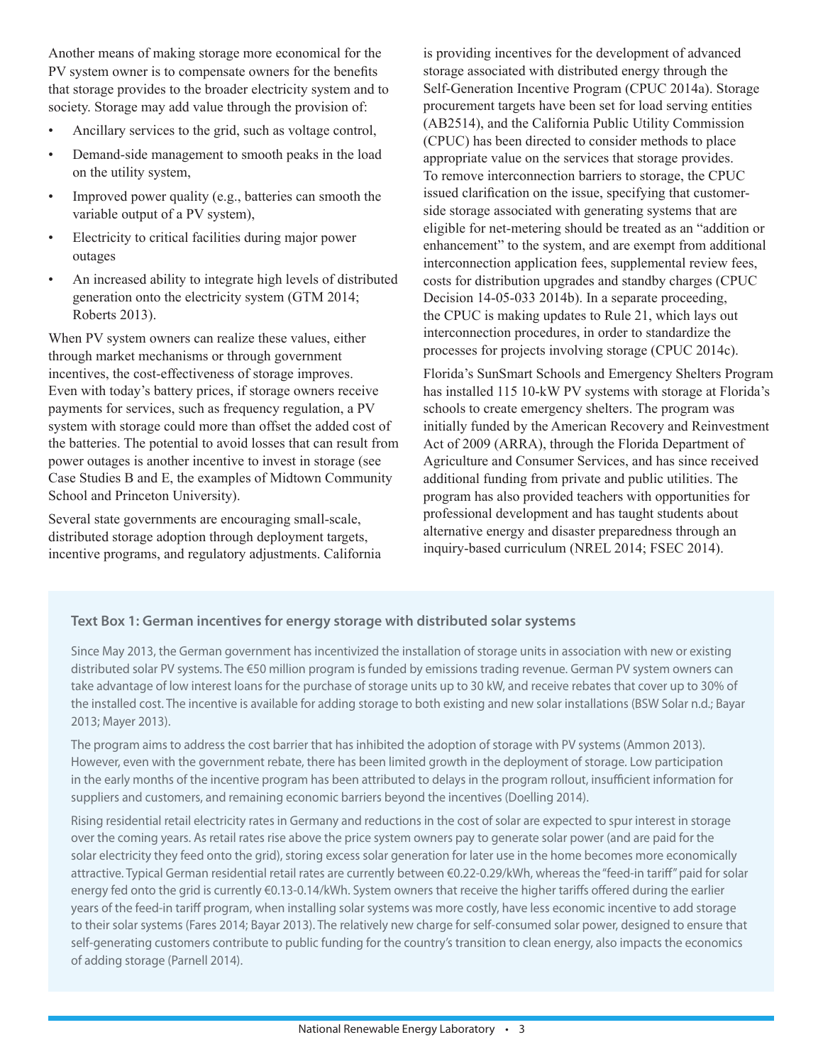Another means of making storage more economical for the PV system owner is to compensate owners for the benefits that storage provides to the broader electricity system and to society. Storage may add value through the provision of:

- Ancillary services to the grid, such as voltage control,
- Demand-side management to smooth peaks in the load on the utility system,
- Improved power quality (e.g., batteries can smooth the variable output of a PV system),
- Electricity to critical facilities during major power outages
- An increased ability to integrate high levels of distributed generation onto the electricity system (GTM 2014; Roberts 2013).

When PV system owners can realize these values, either through market mechanisms or through government incentives, the cost-effectiveness of storage improves. Even with today's battery prices, if storage owners receive payments for services, such as frequency regulation, a PV system with storage could more than offset the added cost of the batteries. The potential to avoid losses that can result from power outages is another incentive to invest in storage (see Case Studies B and E, the examples of Midtown Community School and Princeton University).

Several state governments are encouraging small-scale, distributed storage adoption through deployment targets, incentive programs, and regulatory adjustments. California is providing incentives for the development of advanced storage associated with distributed energy through the Self-Generation Incentive Program (CPUC 2014a). Storage procurement targets have been set for load serving entities (AB2514), and the California Public Utility Commission (CPUC) has been directed to consider methods to place appropriate value on the services that storage provides. To remove interconnection barriers to storage, the CPUC issued clarification on the issue, specifying that customer-side storage associated with generating systems that are eligible for net-metering should be treated as an "addition or enhancement" to the system, and are exempt from additional interconnection application fees, supplemental review fees, costs for distribution upgrades and standby charges (CPUC Decision 14-05-033 2014b). In a separate proceeding, the CPUC is making updates to Rule 21, which lays out interconnection procedures, in order to standardize the processes for projects involving storage (CPUC 2014c).

Florida's SunSmart Schools and Emergency Shelters Program has installed 115 10-kW PV systems with storage at Florida's schools to create emergency shelters. The program was initially funded by the American Recovery and Reinvestment Act of 2009 (ARRA), through the Florida Department of Agriculture and Consumer Services, and has since received additional funding from private and public utilities. The program has also provided teachers with opportunities for professional development and has taught students about alternative energy and disaster preparedness through an inquiry-based curriculum (NREL 2014; FSEC 2014).

### Text Box 1: German incentives for energy storage with distributed solar systems

Since May 2013, the German government has incentivized the installation of storage units in association with new or existing distributed solar PV systems. The €50 million program is funded by emissions trading revenue. German PV system owners can take advantage of low interest loans for the purchase of storage units up to 30 kW, and receive rebates that cover up to 30% of the installed cost. The incentive is available for adding storage to both existing and new solar installations (BSW Solar n.d.; Bayar 2013; Mayer 2013).

The program aims to address the cost barrier that has inhibited the adoption of storage with PV systems (Ammon 2013). However, even with the government rebate, there has been limited growth in the deployment of storage. Low participation in the early months of the incentive program has been attributed to delays in the program rollout, insufficient information for suppliers and customers, and remaining economic barriers beyond the incentives (Doelling 2014).

Rising residential retail electricity rates in Germany and reductions in the cost of solar are expected to spur interest in storage over the coming years. As retail rates rise above the price system owners pay to generate solar power (and are paid for the solar electricity they feed onto the grid), storing excess solar generation for later use in the home becomes more economically attractive. Typical German residential retail rates are currently between €0.22-0.29/kWh, whereas the "feed-in tariff" paid for solar energy fed onto the grid is currently €0.13-0.14/kWh. System owners that receive the higher tariffs offered during the earlier years of the feed-in tariff program, when installing solar systems was more costly, have less economic incentive to add storage to their solar systems (Fares 2014; Bayar 2013). The relatively new charge for self-consumed solar power, designed to ensure that self-generating customers contribute to public funding for the country's transition to clean energy, also impacts the economics of adding storage (Parnell 2014).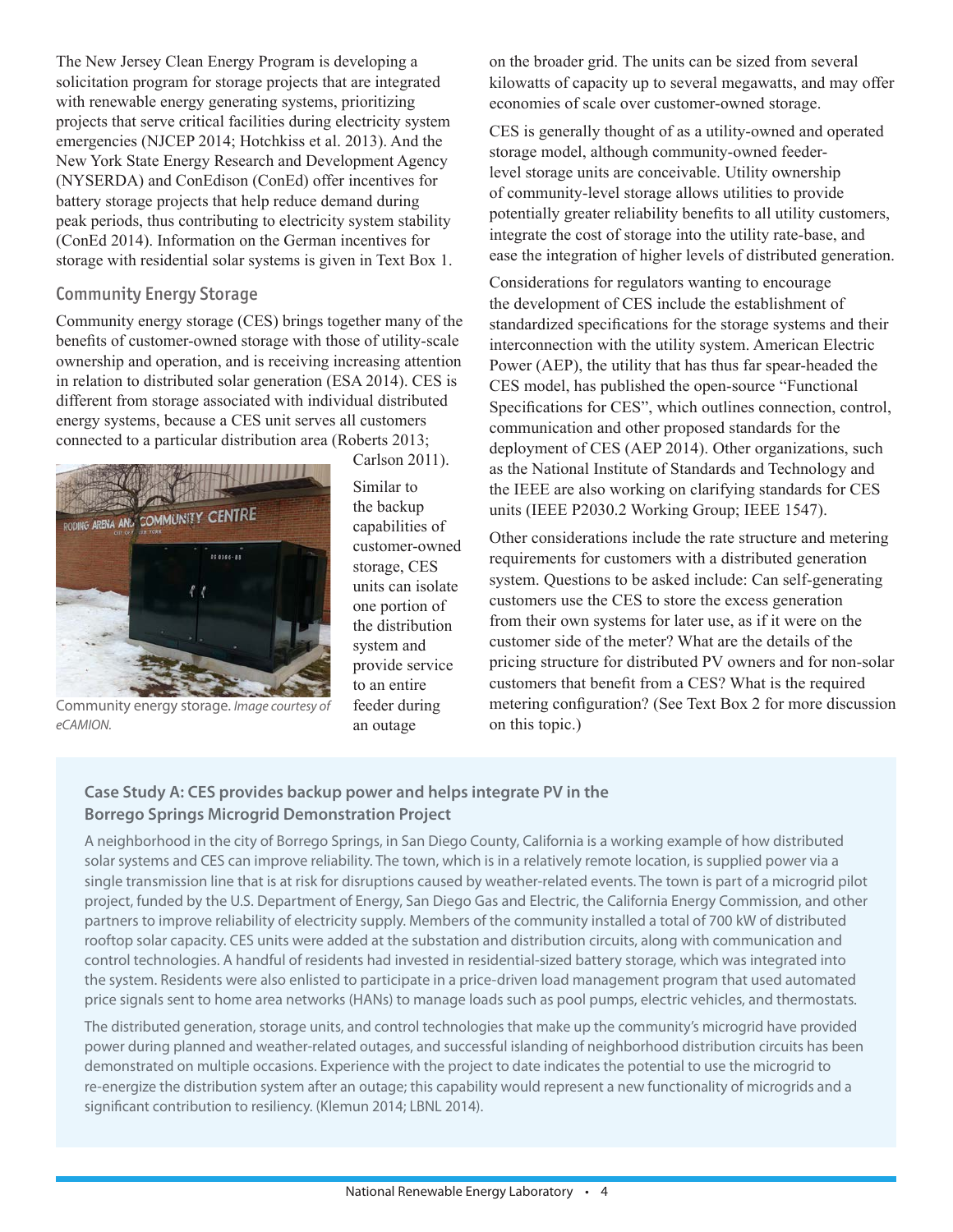The New Jersey Clean Energy Program is developing a solicitation program for storage projects that are integrated with renewable energy generating systems, prioritizing projects that serve critical facilities during electricity system emergencies (NJCEP 2014; Hotchkiss et al. 2013). And the New York State Energy Research and Development Agency (NYSERDA) and ConEdison (ConEd) offer incentives for battery storage projects that help reduce demand during peak periods, thus contributing to electricity system stability (ConEd 2014). Information on the German incentives for storage with residential solar systems is given in Text Box 1.

### Community Energy Storage

Community energy storage (CES) brings together many of the benefits of customer-owned storage with those of utility-scale ownership and operation, and is receiving increasing attention in relation to distributed solar generation (ESA 2014). CES is different from storage associated with individual distributed energy systems, because a CES unit serves all customers connected to a particular distribution area (Roberts 2013; Carlson 2011).

Community energy storage. *Image courtesy of eCAMION.*

Similar to the backup capabilities of customer-owned storage, CES units can isolate one portion of the distribution system and provide service to an entire feeder during an outage on the broader grid. The units can be sized from several kilowatts of capacity up to several megawatts, and may offer economies of scale over customer-owned storage.

CES is generally thought of as a utility-owned and operated storage model, although community-owned feeder-level storage units are conceivable. Utility ownership of community-level storage allows utilities to provide potentially greater reliability benefits to all utility customers, integrate the cost of storage into the utility rate-base, and ease the integration of higher levels of distributed generation.

Considerations for regulators wanting to encourage the development of CES include the establishment of standardized specifications for the storage systems and their interconnection with the utility system. American Electric Power (AEP), the utility that has thus far spear-headed the CES model, has published the open-source "Functional Specifications for CES", which outlines connection, control, communication and other proposed standards for the deployment of CES (AEP 2014). Other organizations, such as the National Institute of Standards and Technology and the IEEE are also working on clarifying standards for CES units (IEEE P2030.2 Working Group; IEEE 1547).

Other considerations include the rate structure and metering requirements for customers with a distributed generation system. Questions to be asked include: Can self-generating customers use the CES to store the excess generation from their own systems for later use, as if it were on the customer side of the meter? What are the details of the pricing structure for distributed PV owners and for non-solar customers that benefit from a CES? What is the required metering configuration? (See Text Box 2 for more discussion on this topic.)

**Case Study A: CES provides backup power and helps integrate PV in the Borrego Springs Microgrid Demonstration Project**

A neighborhood in the city of Borrego Springs, in San Diego County, California is a working example of how distributed solar systems and CES can improve reliability. The town, which is in a relatively remote location, is supplied power via a single transmission line that is at risk for disruptions caused by weather-related events. The town is part of a microgrid pilot project, funded by the U.S. Department of Energy, San Diego Gas and Electric, the California Energy Commission, and other partners to improve reliability of electricity supply. Members of the community installed a total of 700 kW of distributed rooftop solar capacity. CES units were added at the substation and distribution circuits, along with communication and control technologies. A handful of residents had invested in residential-sized battery storage, which was integrated into the system. Residents were also enlisted to participate in a price-driven load management program that used automated price signals sent to home area networks (HANs) to manage loads such as pool pumps, electric vehicles, and thermostats.

The distributed generation, storage units, and control technologies that make up the community's microgrid have provided power during planned and weather-related outages, and successful islanding of neighborhood distribution circuits has been demonstrated on multiple occasions. Experience with the project to date indicates the potential to use the microgrid to re-energize the distribution system after an outage; this capability would represent a new functionality of microgrids and a significant contribution to resiliency. (Klemun 2014; LBNL 2014).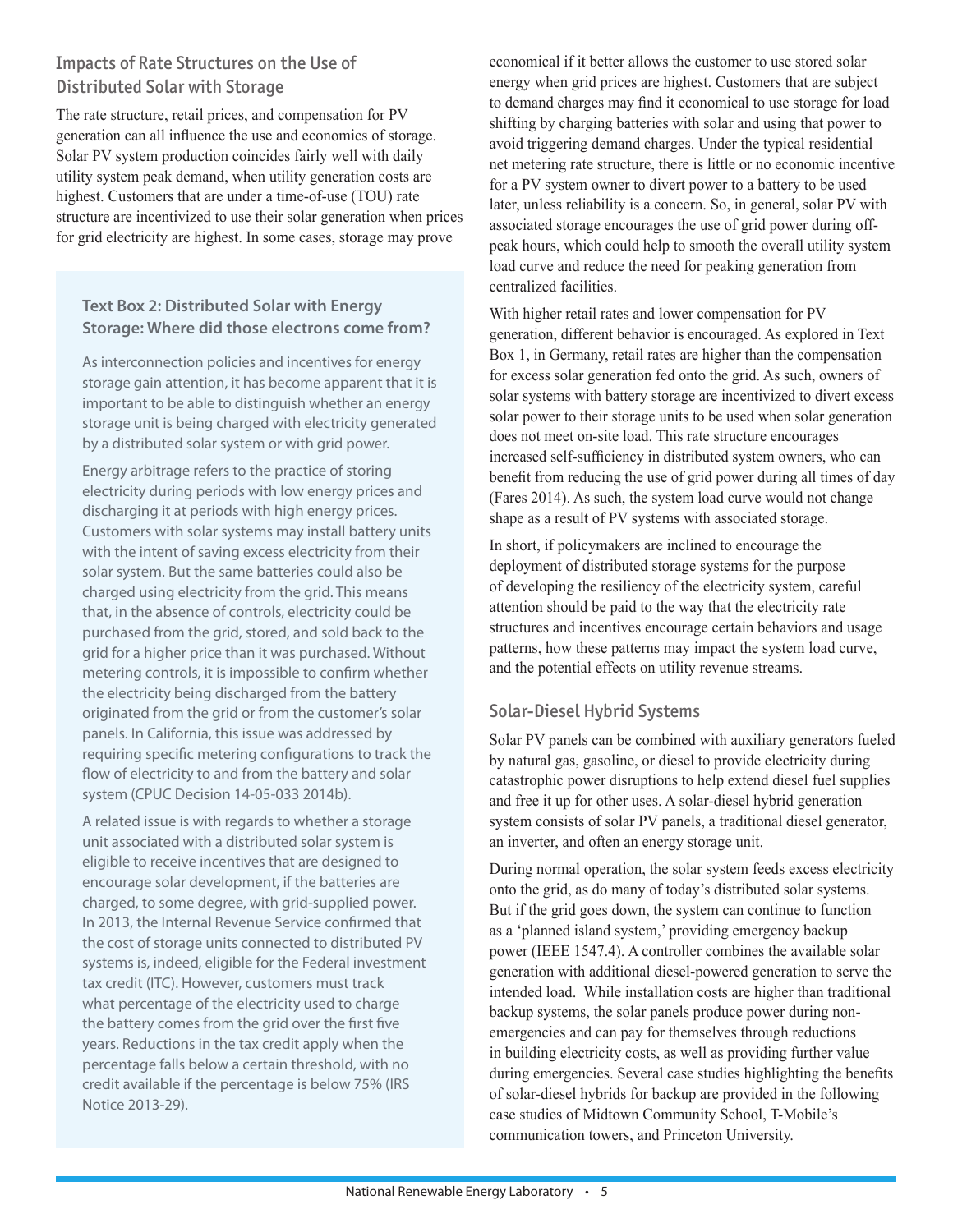## Impacts of Rate Structures on the Use of Distributed Solar with Storage

The rate structure, retail prices, and compensation for PV generation can all influence the use and economics of storage. Solar PV system production coincides fairly well with daily utility system peak demand, when utility generation costs are highest. Customers that are under a time-of-use (TOU) rate structure are incentivized to use their solar generation when prices for grid electricity are highest. In some cases, storage may prove economical if it better allows the customer to use stored solar energy when grid prices are highest. Customers that are subject to demand charges may find it economical to use storage for load shifting by charging batteries with solar and using that power to avoid triggering demand charges. Under the typical residential net metering rate structure, there is little or no economic incentive for a PV system owner to divert power to a battery to be used later, unless reliability is a concern. So, in general, solar PV with associated storage encourages the use of grid power during off-peak hours, which could help to smooth the overall utility system load curve and reduce the need for peaking generation from centralized facilities.

With higher retail rates and lower compensation for PV generation, different behavior is encouraged. As explored in Text Box 1, in Germany, retail rates are higher than the compensation for excess solar generation fed onto the grid. As such, owners of solar systems with battery storage are incentivized to divert excess solar power to their storage units to be used when solar generation does not meet on-site load. This rate structure encourages increased self-sufficiency in distributed system owners, who can benefit from reducing the use of grid power during all times of day (Fares 2014). As such, the system load curve would not change shape as a result of PV systems with associated storage.

In short, if policymakers are inclined to encourage the deployment of distributed storage systems for the purpose of developing the resiliency of the electricity system, careful attention should be paid to the way that the electricity rate structures and incentives encourage certain behaviors and usage patterns, how these patterns may impact the system load curve, and the potential effects on utility revenue streams.

### Text Box 2: Distributed Solar with Energy Storage: Where did those electrons come from?

As interconnection policies and incentives for energy storage gain attention, it has become apparent that it is important to be able to distinguish whether an energy storage unit is being charged with electricity generated by a distributed solar system or with grid power.

Energy arbitrage refers to the practice of storing electricity during periods with low energy prices and discharging it at periods with high energy prices. Customers with solar systems may install battery units with the intent of saving excess electricity from their solar system. But the same batteries could also be charged using electricity from the grid. This means that, in the absence of controls, electricity could be purchased from the grid, stored, and sold back to the grid for a higher price than it was purchased. Without metering controls, it is impossible to confirm whether the electricity being discharged from the battery originated from the grid or from the customer's solar panels. In California, this issue was addressed by requiring specific metering configurations to track the flow of electricity to and from the battery and solar system (CPUC Decision 14-05-033 2014b).

A related issue is with regards to whether a storage unit associated with a distributed solar system is eligible to receive incentives that are designed to encourage solar development, if the batteries are charged, to some degree, with grid-supplied power. In 2013, the Internal Revenue Service confirmed that the cost of storage units connected to distributed PV systems is, indeed, eligible for the Federal investment tax credit (ITC). However, customers must track what percentage of the electricity used to charge the battery comes from the grid over the first five years. Reductions in the tax credit apply when the percentage falls below a certain threshold, with no credit available if the percentage is below 75% (IRS Notice 2013-29).

## Solar-Diesel Hybrid Systems

Solar PV panels can be combined with auxiliary generators fueled by natural gas, gasoline, or diesel to provide electricity during catastrophic power disruptions to help extend diesel fuel supplies and free it up for other uses. A solar-diesel hybrid generation system consists of solar PV panels, a traditional diesel generator, an inverter, and often an energy storage unit.

During normal operation, the solar system feeds excess electricity onto the grid, as do many of today's distributed solar systems. But if the grid goes down, the system can continue to function as a 'planned island system,' providing emergency backup power (IEEE 1547.4). A controller combines the available solar generation with additional diesel-powered generation to serve the intended load. While installation costs are higher than traditional backup systems, the solar panels produce power during non-emergencies and can pay for themselves through reductions in building electricity costs, as well as providing further value during emergencies. Several case studies highlighting the benefits of solar-diesel hybrids for backup are provided in the following case studies of Midtown Community School, T-Mobile's communication towers, and Princeton University.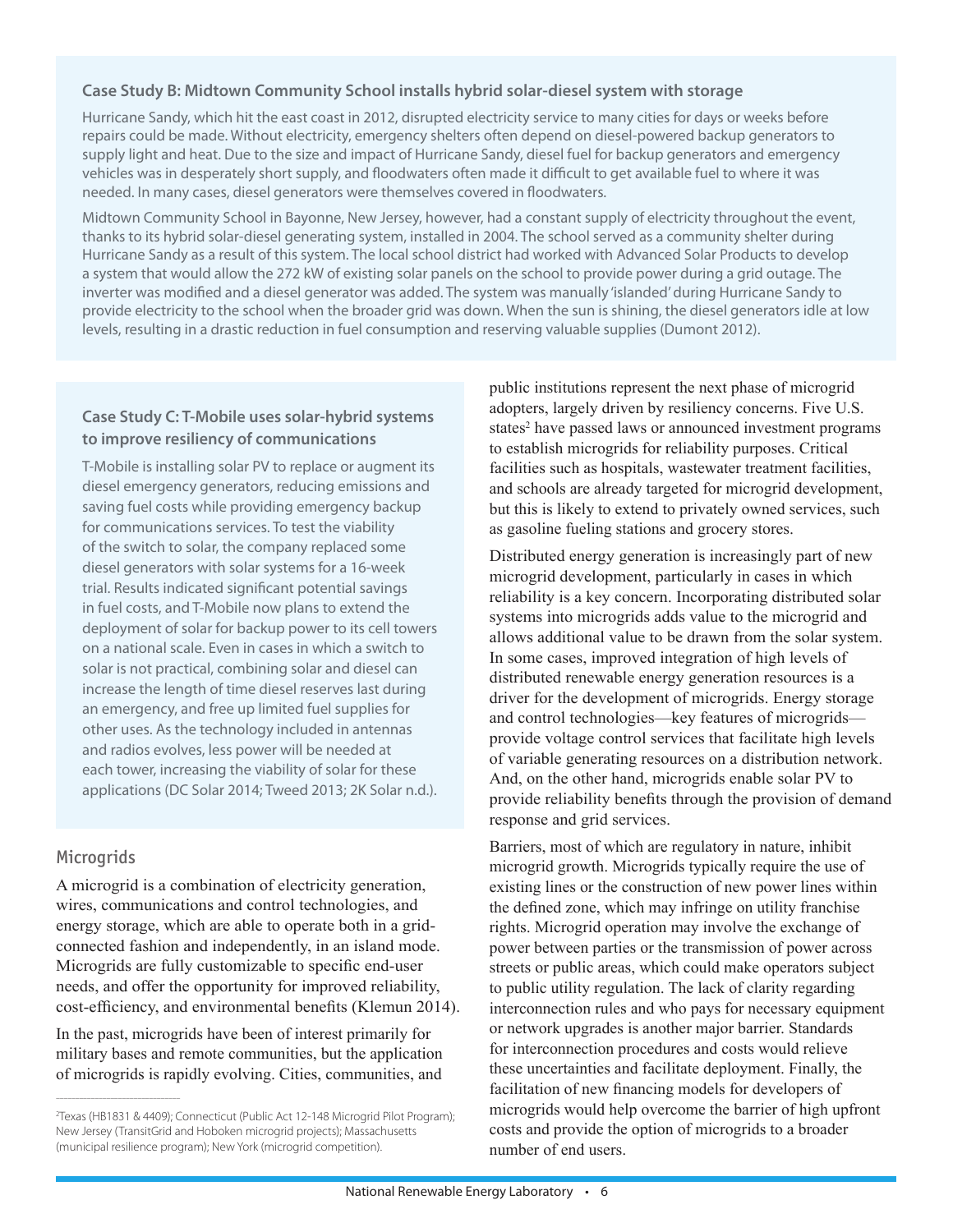### Case Study B: Midtown Community School installs hybrid solar-diesel system with storage

Hurricane Sandy, which hit the east coast in 2012, disrupted electricity service to many cities for days or weeks before repairs could be made. Without electricity, emergency shelters often depend on diesel-powered backup generators to supply light and heat. Due to the size and impact of Hurricane Sandy, diesel fuel for backup generators and emergency vehicles was in desperately short supply, and floodwaters often made it difficult to get available fuel to where it was needed. In many cases, diesel generators were themselves covered in floodwaters.

Midtown Community School in Bayonne, New Jersey, however, had a constant supply of electricity throughout the event, thanks to its hybrid solar-diesel generating system, installed in 2004. The school served as a community shelter during Hurricane Sandy as a result of this system. The local school district had worked with Advanced Solar Products to develop a system that would allow the 272 kW of existing solar panels on the school to provide power during a grid outage. The inverter was modified and a diesel generator was added. The system was manually 'islanded' during Hurricane Sandy to provide electricity to the school when the broader grid was down. When the sun is shining, the diesel generators idle at low levels, resulting in a drastic reduction in fuel consumption and reserving valuable supplies (Dumont 2012).

### Case Study C: T-Mobile uses solar-hybrid systems to improve resiliency of communications

T-Mobile is installing solar PV to replace or augment its diesel emergency generators, reducing emissions and saving fuel costs while providing emergency backup for communications services. To test the viability of the switch to solar, the company replaced some diesel generators with solar systems for a 16-week trial. Results indicated significant potential savings in fuel costs, and T-Mobile now plans to extend the deployment of solar for backup power to its cell towers on a national scale. Even in cases in which a switch to solar is not practical, combining solar and diesel can increase the length of time diesel reserves last during an emergency, and free up limited fuel supplies for other uses. As the technology included in antennas and radios evolves, less power will be needed at each tower, increasing the viability of solar for these applications (DC Solar 2014; Tweed 2013; 2K Solar n.d.).

## Microgrids

A microgrid is a combination of electricity generation, wires, communications and control technologies, and energy storage, which are able to operate both in a grid-connected fashion and independently, in an island mode. Microgrids are fully customizable to specific end-user needs, and offer the opportunity for improved reliability, cost-efficiency, and environmental benefits (Klemun 2014).

In the past, microgrids have been of interest primarily for military bases and remote communities, but the application of microgrids is rapidly evolving. Cities, communities, and public institutions represent the next phase of microgrid adopters, largely driven by resiliency concerns. Five U.S. states[2] have passed laws or announced investment programs to establish microgrids for reliability purposes. Critical facilities such as hospitals, wastewater treatment facilities, and schools are already targeted for microgrid development, but this is likely to extend to privately owned services, such as gasoline fueling stations and grocery stores.

Distributed energy generation is increasingly part of new microgrid development, particularly in cases in which reliability is a key concern. Incorporating distributed solar systems into microgrids adds value to the microgrid and allows additional value to be drawn from the solar system. In some cases, improved integration of high levels of distributed renewable energy generation resources is a driver for the development of microgrids. Energy storage and control technologies—key features of microgrids—provide voltage control services that facilitate high levels of variable generating resources on a distribution network. And, on the other hand, microgrids enable solar PV to provide reliability benefits through the provision of demand response and grid services.

Barriers, most of which are regulatory in nature, inhibit microgrid growth. Microgrids typically require the use of existing lines or the construction of new power lines within the defined zone, which may infringe on utility franchise rights. Microgrid operation may involve the exchange of power between parties or the transmission of power across streets or public areas, which could make operators subject to public utility regulation. The lack of clarity regarding interconnection rules and who pays for necessary equipment or network upgrades is another major barrier. Standards for interconnection procedures and costs would relieve these uncertainties and facilitate deployment. Finally, the facilitation of new financing models for developers of microgrids would help overcome the barrier of high upfront costs and provide the option of microgrids to a broader number of end users.

---

[2] Texas (HB1831 & 4409); Connecticut (Public Act 12-148 Microgrid Pilot Program); New Jersey (TransitGrid and Hoboken microgrid projects); Massachusetts (municipal resilience program); New York (microgrid competition).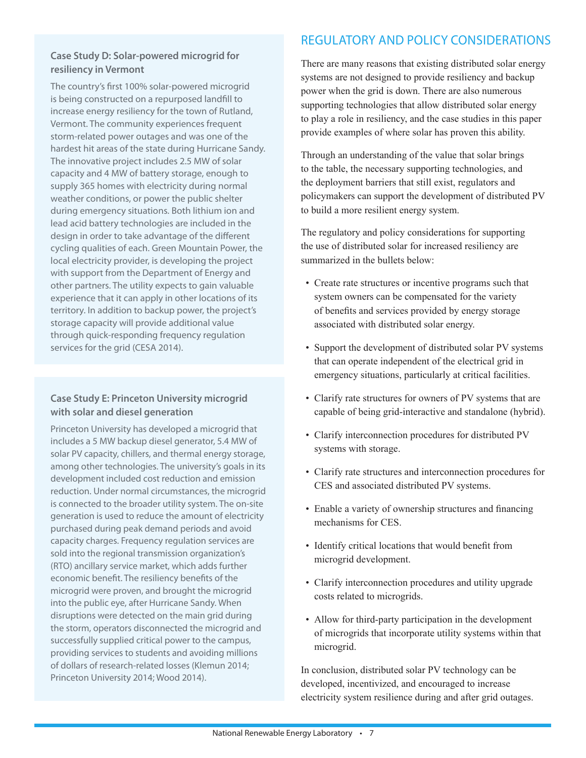### Case Study D: Solar-powered microgrid for resiliency in Vermont

The country's first 100% solar-powered microgrid is being constructed on a repurposed landfill to increase energy resiliency for the town of Rutland, Vermont. The community experiences frequent storm-related power outages and was one of the hardest hit areas of the state during Hurricane Sandy. The innovative project includes 2.5 MW of solar capacity and 4 MW of battery storage, enough to supply 365 homes with electricity during normal weather conditions, or power the public shelter during emergency situations. Both lithium ion and lead acid battery technologies are included in the design in order to take advantage of the different cycling qualities of each. Green Mountain Power, the local electricity provider, is developing the project with support from the Department of Energy and other partners. The utility expects to gain valuable experience that it can apply in other locations of its territory. In addition to backup power, the project's storage capacity will provide additional value through quick-responding frequency regulation services for the grid (CESA 2014).

### Case Study E: Princeton University microgrid with solar and diesel generation

Princeton University has developed a microgrid that includes a 5 MW backup diesel generator, 5.4 MW of solar PV capacity, chillers, and thermal energy storage, among other technologies. The university's goals in its development included cost reduction and emission reduction. Under normal circumstances, the microgrid is connected to the broader utility system. The on-site generation is used to reduce the amount of electricity purchased during peak demand periods and avoid capacity charges. Frequency regulation services are sold into the regional transmission organization's (RTO) ancillary service market, which adds further economic benefit. The resiliency benefits of the microgrid were proven, and brought the microgrid into the public eye, after Hurricane Sandy. When disruptions were detected on the main grid during the storm, operators disconnected the microgrid and successfully supplied critical power to the campus, providing services to students and avoiding millions of dollars of research-related losses (Klemun 2014; Princeton University 2014; Wood 2014).

## REGULATORY AND POLICY CONSIDERATIONS

There are many reasons that existing distributed solar energy systems are not designed to provide resiliency and backup power when the grid is down. There are also numerous supporting technologies that allow distributed solar energy to play a role in resiliency, and the case studies in this paper provide examples of where solar has proven this ability.

Through an understanding of the value that solar brings to the table, the necessary supporting technologies, and the deployment barriers that still exist, regulators and policymakers can support the development of distributed PV to build a more resilient energy system.

The regulatory and policy considerations for supporting the use of distributed solar for increased resiliency are summarized in the bullets below:

- Create rate structures or incentive programs such that system owners can be compensated for the variety of benefits and services provided by energy storage associated with distributed solar energy.
- Support the development of distributed solar PV systems that can operate independent of the electrical grid in emergency situations, particularly at critical facilities.
- Clarify rate structures for owners of PV systems that are capable of being grid-interactive and standalone (hybrid).
- Clarify interconnection procedures for distributed PV systems with storage.
- Clarify rate structures and interconnection procedures for CES and associated distributed PV systems.
- Enable a variety of ownership structures and financing mechanisms for CES.
- Identify critical locations that would benefit from microgrid development.
- Clarify interconnection procedures and utility upgrade costs related to microgrids.
- Allow for third-party participation in the development of microgrids that incorporate utility systems within that microgrid.

In conclusion, distributed solar PV technology can be developed, incentivized, and encouraged to increase electricity system resilience during and after grid outages.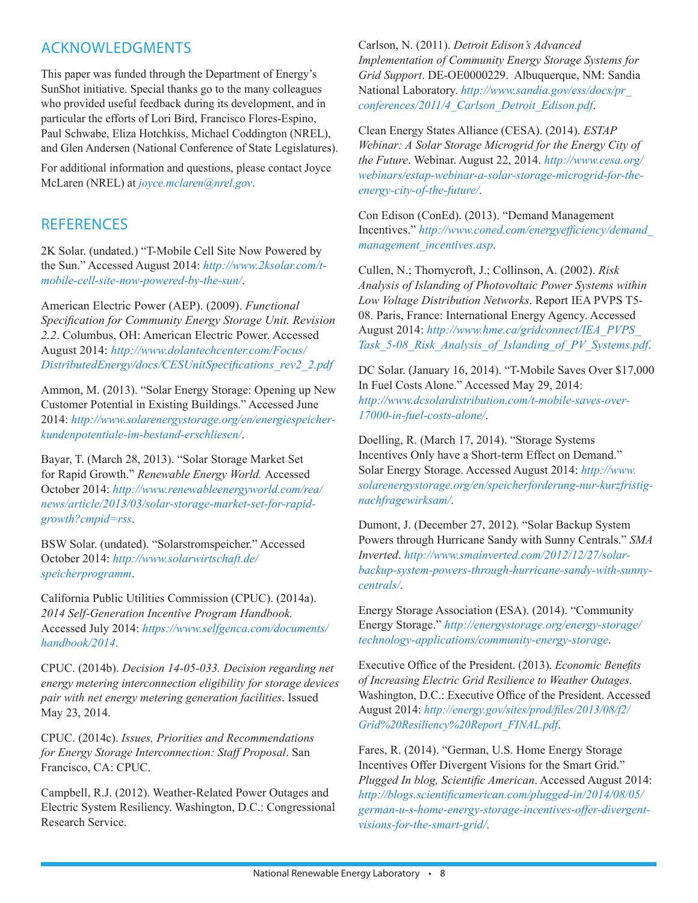## ACKNOWLEDGMENTS

This paper was funded through the Department of Energy's SunShot initiative. Special thanks go to the many colleagues who provided useful feedback during its development, and in particular the efforts of Lori Bird, Francisco Flores-Espino, Paul Schwabe, Eliza Hotchkiss, Michael Coddington (NREL), and Glen Andersen (National Conference of State Legislatures).

For additional information and questions, please contact Joyce McLaren (NREL) at *joyce.mclaren@nrel.gov*.

## REFERENCES

2K Solar. (undated.) "T-Mobile Cell Site Now Powered by the Sun." Accessed August 2014: *http://www.2ksolar.com/t-mobile-cell-site-now-powered-by-the-sun/*.

American Electric Power (AEP). (2009). *Functional Specification for Community Energy Storage Unit. Revision 2.2*. Columbus, OH: American Electric Power. Accessed August 2014: *http://www.dolantechcenter.com/Focus/DistributedEnergy/docs/CESUnitSpecifications_rev2_2.pdf*

Ammon, M. (2013). "Solar Energy Storage: Opening up New Customer Potential in Existing Buildings." Accessed June 2014: *http://www.solarenergystorage.org/en/energiespeicher-kundenpotentiale-im-bestand-erschliesen/*.

Bayar, T. (March 28, 2013). "Solar Storage Market Set for Rapid Growth." *Renewable Energy World.* Accessed October 2014: *http://www.renewableenergyworld.com/rea/news/article/2013/03/solar-storage-market-set-for-rapid-growth?cmpid=rss*.

BSW Solar. (undated). "Solarstromspeicher." Accessed October 2014: *http://www.solarwirtschaft.de/speicherprogramm*.

California Public Utilities Commission (CPUC). (2014a). *2014 Self-Generation Incentive Program Handbook.* Accessed July 2014: *https://www.selfgenca.com/documents/handbook/2014*.

CPUC. (2014b). *Decision 14-05-033. Decision regarding net energy metering interconnection eligibility for storage devices pair with net energy metering generation facilities*. Issued May 23, 2014.

CPUC. (2014c). *Issues, Priorities and Recommendations for Energy Storage Interconnection: Staff Proposal*. San Francisco, CA: CPUC.

Campbell, R.J. (2012). Weather-Related Power Outages and Electric System Resiliency. Washington, D.C.: Congressional Research Service.

Carlson, N. (2011). *Detroit Edison's Advanced Implementation of Community Energy Storage Systems for Grid Support*. DE-OE0000229. Albuquerque, NM: Sandia National Laboratory. *http://www.sandia.gov/ess/docs/pr_conferences/2011/4_Carlson_Detroit_Edison.pdf*.

Clean Energy States Alliance (CESA). (2014). *ESTAP Webinar: A Solar Storage Microgrid for the Energy City of the Future*. Webinar. August 22, 2014. *http://www.cesa.org/webinars/estap-webinar-a-solar-storage-microgrid-for-the-energy-city-of-the-future/*.

Con Edison (ConEd). (2013). "Demand Management Incentives." *http://www.coned.com/energyefficiency/demand_management_incentives.asp*.

Cullen, N.; Thornycroft, J.; Collinson, A. (2002). *Risk Analysis of Islanding of Photovoltaic Power Systems within Low Voltage Distribution Networks*. Report IEA PVPS T5-08. Paris, France: International Energy Agency. Accessed August 2014: *http://www.hme.ca/gridconnect/IEA_PVPS_Task_5-08_Risk_Analysis_of_Islanding_of_PV_Systems.pdf*.

DC Solar. (January 16, 2014). "T-Mobile Saves Over $17,000 In Fuel Costs Alone." Accessed May 29, 2014: *http://www.dcsolardistribution.com/t-mobile-saves-over-17000-in-fuel-costs-alone/*.

Doelling, R. (March 17, 2014). "Storage Systems Incentives Only have a Short-term Effect on Demand." Solar Energy Storage. Accessed August 2014: *http://www.solarenergystorage.org/en/speicherforderung-nur-kurzfristig-nachfragewirksam/*.

Dumont, J. (December 27, 2012). "Solar Backup System Powers through Hurricane Sandy with Sunny Centrals." *SMA Inverted*. *http://www.smainverted.com/2012/12/27/solar-backup-system-powers-through-hurricane-sandy-with-sunny-centrals/*.

Energy Storage Association (ESA). (2014). "Community Energy Storage." *http://energystorage.org/energy-storage/technology-applications/community-energy-storage*.

Executive Office of the President. (2013). *Economic Benefits of Increasing Electric Grid Resilience to Weather Outages*. Washington, D.C.: Executive Office of the President. Accessed August 2014: *http://energy.gov/sites/prod/files/2013/08/f2/Grid%20Resiliency%20Report_FINAL.pdf*.

Fares, R. (2014). "German, U.S. Home Energy Storage Incentives Offer Divergent Visions for the Smart Grid." *Plugged In blog, Scientific American*. Accessed August 2014: *http://blogs.scientificamerican.com/plugged-in/2014/08/05/german-u-s-home-energy-storage-incentives-offer-divergent-visions-for-the-smart-grid/*.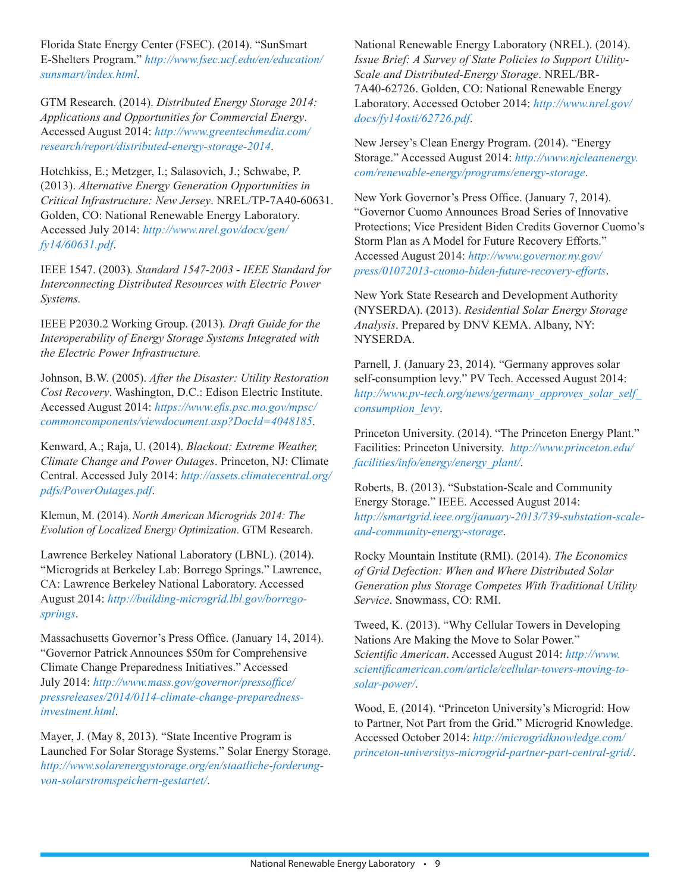Florida State Energy Center (FSEC). (2014). "SunSmart E-Shelters Program." *http://www.fsec.ucf.edu/en/education/sunsmart/index.html*.

GTM Research. (2014). *Distributed Energy Storage 2014: Applications and Opportunities for Commercial Energy*. Accessed August 2014: *http://www.greentechmedia.com/research/report/distributed-energy-storage-2014*.

Hotchkiss, E.; Metzger, I.; Salasovich, J.; Schwabe, P. (2013). *Alternative Energy Generation Opportunities in Critical Infrastructure: New Jersey*. NREL/TP-7A40-60631. Golden, CO: National Renewable Energy Laboratory. Accessed July 2014: *http://www.nrel.gov/docx/gen/fy14/60631.pdf*.

IEEE 1547. (2003). *Standard 1547-2003 - IEEE Standard for Interconnecting Distributed Resources with Electric Power Systems.*

IEEE P2030.2 Working Group. (2013). *Draft Guide for the Interoperability of Energy Storage Systems Integrated with the Electric Power Infrastructure.*

Johnson, B.W. (2005). *After the Disaster: Utility Restoration Cost Recovery*. Washington, D.C.: Edison Electric Institute. Accessed August 2014: *https://www.efis.psc.mo.gov/mpsc/commoncomponents/viewdocument.asp?DocId=4048185*.

Kenward, A.; Raja, U. (2014). *Blackout: Extreme Weather, Climate Change and Power Outages*. Princeton, NJ: Climate Central. Accessed July 2014: *http://assets.climatecentral.org/pdfs/PowerOutages.pdf*.

Klemun, M. (2014). *North American Microgrids 2014: The Evolution of Localized Energy Optimization*. GTM Research.

Lawrence Berkeley National Laboratory (LBNL). (2014). "Microgrids at Berkeley Lab: Borrego Springs." Lawrence, CA: Lawrence Berkeley National Laboratory. Accessed August 2014: *http://building-microgrid.lbl.gov/borrego-springs*.

Massachusetts Governor's Press Office. (January 14, 2014). "Governor Patrick Announces $50m for Comprehensive Climate Change Preparedness Initiatives." Accessed July 2014: *http://www.mass.gov/governor/pressoffice/pressreleases/2014/0114-climate-change-preparedness-investment.html*.

Mayer, J. (May 8, 2013). "State Incentive Program is Launched For Solar Storage Systems." Solar Energy Storage. *http://www.solarenergystorage.org/en/staatliche-forderung-von-solarstromspeichern-gestartet/*.

National Renewable Energy Laboratory (NREL). (2014). *Issue Brief: A Survey of State Policies to Support Utility-Scale and Distributed-Energy Storage*. NREL/BR-7A40-62726. Golden, CO: National Renewable Energy Laboratory. Accessed October 2014: *http://www.nrel.gov/docs/fy14osti/62726.pdf*.

New Jersey's Clean Energy Program. (2014). "Energy Storage." Accessed August 2014: *http://www.njcleanenergy.com/renewable-energy/programs/energy-storage*.

New York Governor's Press Office. (January 7, 2014). "Governor Cuomo Announces Broad Series of Innovative Protections; Vice President Biden Credits Governor Cuomo's Storm Plan as A Model for Future Recovery Efforts." Accessed August 2014: *http://www.governor.ny.gov/press/01072013-cuomo-biden-future-recovery-efforts*.

New York State Research and Development Authority (NYSERDA). (2013). *Residential Solar Energy Storage Analysis*. Prepared by DNV KEMA. Albany, NY: NYSERDA.

Parnell, J. (January 23, 2014). "Germany approves solar self-consumption levy." PV Tech. Accessed August 2014: *http://www.pv-tech.org/news/germany_approves_solar_self_consumption_levy*.

Princeton University. (2014). "The Princeton Energy Plant." Facilities: Princeton University. *http://www.princeton.edu/facilities/info/energy/energy_plant/*.

Roberts, B. (2013). "Substation-Scale and Community Energy Storage." IEEE. Accessed August 2014: *http://smartgrid.ieee.org/january-2013/739-substation-scale-and-community-energy-storage*.

Rocky Mountain Institute (RMI). (2014). *The Economics of Grid Defection: When and Where Distributed Solar Generation plus Storage Competes With Traditional Utility Service*. Snowmass, CO: RMI.

Tweed, K. (2013). "Why Cellular Towers in Developing Nations Are Making the Move to Solar Power." *Scientific American*. Accessed August 2014: *http://www.scientificamerican.com/article/cellular-towers-moving-to-solar-power/*.

Wood, E. (2014). "Princeton University's Microgrid: How to Partner, Not Part from the Grid." Microgrid Knowledge. Accessed October 2014: *http://microgridknowledge.com/princeton-universitys-microgrid-partner-part-central-grid/*.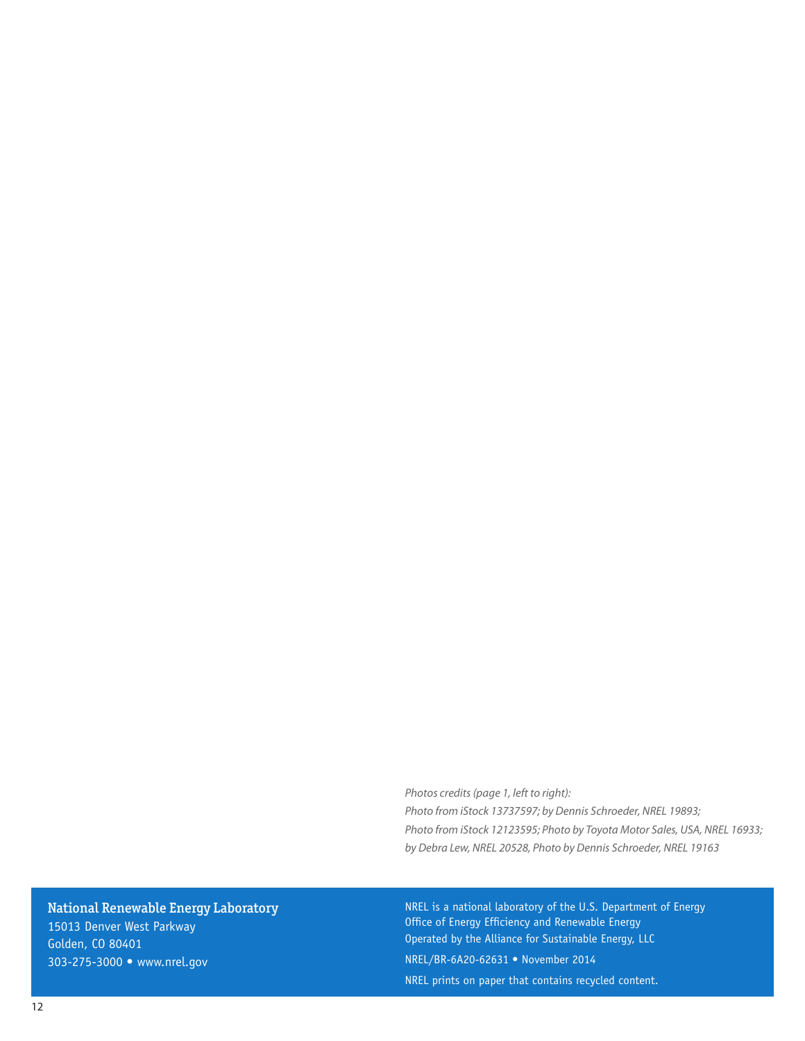*Photos credits (page 1, left to right):*
*Photo from iStock 13737597; by Dennis Schroeder, NREL 19893;*
*Photo from iStock 12123595; Photo by Toyota Motor Sales, USA, NREL 16933;*
*by Debra Lew, NREL 20528, Photo by Dennis Schroeder, NREL 19163*

**National Renewable Energy Laboratory**
15013 Denver West Parkway
Golden, CO 80401
303-275-3000 • www.nrel.gov

NREL is a national laboratory of the U.S. Department of Energy
Office of Energy Efficiency and Renewable Energy
Operated by the Alliance for Sustainable Energy, LLC

NREL/BR-6A20-62631 • November 2014

NREL prints on paper that contains recycled content.